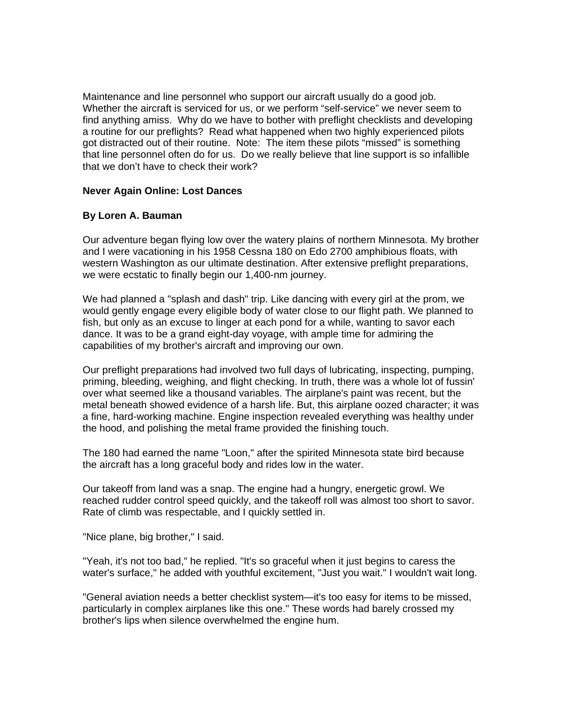Maintenance and line personnel who support our aircraft usually do a good job. Whether the aircraft is serviced for us, or we perform “self-service” we never seem to find anything amiss. Why do we have to bother with preflight checklists and developing a routine for our preflights? Read what happened when two highly experienced pilots got distracted out of their routine. Note: The item these pilots “missed” is something that line personnel often do for us. Do we really believe that line support is so infallible that we don’t have to check their work?

**Never Again Online: Lost Dances**

**By Loren A. Bauman**

Our adventure began flying low over the watery plains of northern Minnesota. My brother and I were vacationing in his 1958 Cessna 180 on Edo 2700 amphibious floats, with western Washington as our ultimate destination. After extensive preflight preparations, we were ecstatic to finally begin our 1,400-nm journey.

We had planned a "splash and dash" trip. Like dancing with every girl at the prom, we would gently engage every eligible body of water close to our flight path. We planned to fish, but only as an excuse to linger at each pond for a while, wanting to savor each dance. It was to be a grand eight-day voyage, with ample time for admiring the capabilities of my brother's aircraft and improving our own.

Our preflight preparations had involved two full days of lubricating, inspecting, pumping, priming, bleeding, weighing, and flight checking. In truth, there was a whole lot of fussin' over what seemed like a thousand variables. The airplane's paint was recent, but the metal beneath showed evidence of a harsh life. But, this airplane oozed character; it was a fine, hard-working machine. Engine inspection revealed everything was healthy under the hood, and polishing the metal frame provided the finishing touch.

The 180 had earned the name "Loon," after the spirited Minnesota state bird because the aircraft has a long graceful body and rides low in the water.

Our takeoff from land was a snap. The engine had a hungry, energetic growl. We reached rudder control speed quickly, and the takeoff roll was almost too short to savor. Rate of climb was respectable, and I quickly settled in.

"Nice plane, big brother," I said.

"Yeah, it's not too bad," he replied. "It's so graceful when it just begins to caress the water's surface," he added with youthful excitement, "Just you wait." I wouldn't wait long.

"General aviation needs a better checklist system—it's too easy for items to be missed, particularly in complex airplanes like this one." These words had barely crossed my brother's lips when silence overwhelmed the engine hum.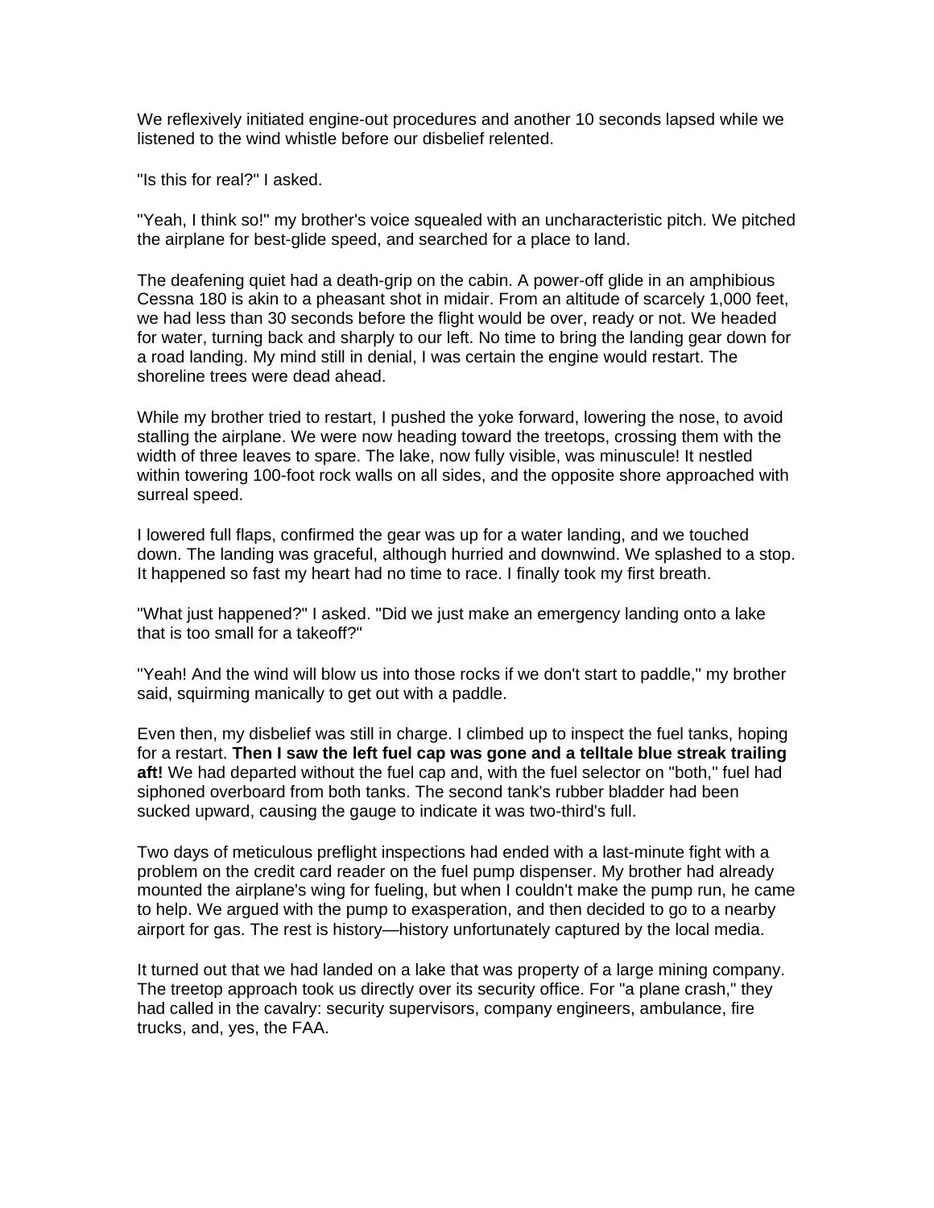We reflexively initiated engine-out procedures and another 10 seconds lapsed while we listened to the wind whistle before our disbelief relented.

"Is this for real?" I asked.

"Yeah, I think so!" my brother's voice squealed with an uncharacteristic pitch. We pitched the airplane for best-glide speed, and searched for a place to land.

The deafening quiet had a death-grip on the cabin. A power-off glide in an amphibious Cessna 180 is akin to a pheasant shot in midair. From an altitude of scarcely 1,000 feet, we had less than 30 seconds before the flight would be over, ready or not. We headed for water, turning back and sharply to our left. No time to bring the landing gear down for a road landing. My mind still in denial, I was certain the engine would restart. The shoreline trees were dead ahead.

While my brother tried to restart, I pushed the yoke forward, lowering the nose, to avoid stalling the airplane. We were now heading toward the treetops, crossing them with the width of three leaves to spare. The lake, now fully visible, was minuscule! It nestled within towering 100-foot rock walls on all sides, and the opposite shore approached with surreal speed.

I lowered full flaps, confirmed the gear was up for a water landing, and we touched down. The landing was graceful, although hurried and downwind. We splashed to a stop. It happened so fast my heart had no time to race. I finally took my first breath.

"What just happened?" I asked. "Did we just make an emergency landing onto a lake that is too small for a takeoff?"

"Yeah! And the wind will blow us into those rocks if we don't start to paddle," my brother said, squirming manically to get out with a paddle.

Even then, my disbelief was still in charge. I climbed up to inspect the fuel tanks, hoping for a restart. **Then I saw the left fuel cap was gone and a telltale blue streak trailing aft!** We had departed without the fuel cap and, with the fuel selector on "both," fuel had siphoned overboard from both tanks. The second tank's rubber bladder had been sucked upward, causing the gauge to indicate it was two-third's full.

Two days of meticulous preflight inspections had ended with a last-minute fight with a problem on the credit card reader on the fuel pump dispenser. My brother had already mounted the airplane's wing for fueling, but when I couldn't make the pump run, he came to help. We argued with the pump to exasperation, and then decided to go to a nearby airport for gas. The rest is history—history unfortunately captured by the local media.

It turned out that we had landed on a lake that was property of a large mining company. The treetop approach took us directly over its security office. For "a plane crash," they had called in the cavalry: security supervisors, company engineers, ambulance, fire trucks, and, yes, the FAA.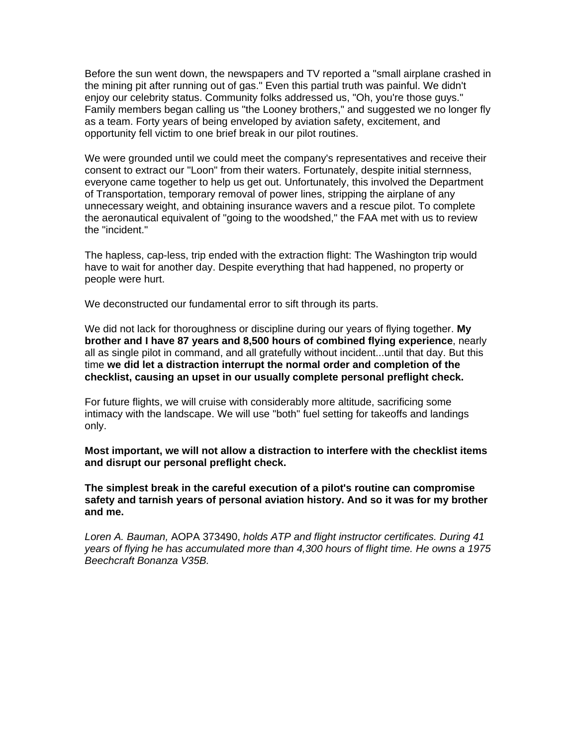Before the sun went down, the newspapers and TV reported a "small airplane crashed in the mining pit after running out of gas." Even this partial truth was painful. We didn't enjoy our celebrity status. Community folks addressed us, "Oh, you're those guys." Family members began calling us "the Looney brothers," and suggested we no longer fly as a team. Forty years of being enveloped by aviation safety, excitement, and opportunity fell victim to one brief break in our pilot routines.

We were grounded until we could meet the company's representatives and receive their consent to extract our "Loon" from their waters. Fortunately, despite initial sternness, everyone came together to help us get out. Unfortunately, this involved the Department of Transportation, temporary removal of power lines, stripping the airplane of any unnecessary weight, and obtaining insurance wavers and a rescue pilot. To complete the aeronautical equivalent of "going to the woodshed," the FAA met with us to review the "incident."

The hapless, cap-less, trip ended with the extraction flight: The Washington trip would have to wait for another day. Despite everything that had happened, no property or people were hurt.

We deconstructed our fundamental error to sift through its parts.

We did not lack for thoroughness or discipline during our years of flying together. **My brother and I have 87 years and 8,500 hours of combined flying experience**, nearly all as single pilot in command, and all gratefully without incident...until that day. But this time **we did let a distraction interrupt the normal order and completion of the checklist, causing an upset in our usually complete personal preflight check.**

For future flights, we will cruise with considerably more altitude, sacrificing some intimacy with the landscape. We will use "both" fuel setting for takeoffs and landings only.

**Most important, we will not allow a distraction to interfere with the checklist items and disrupt our personal preflight check.**

**The simplest break in the careful execution of a pilot's routine can compromise safety and tarnish years of personal aviation history. And so it was for my brother and me.**

*Loren A. Bauman,* AOPA 373490, *holds ATP and flight instructor certificates. During 41 years of flying he has accumulated more than 4,300 hours of flight time. He owns a 1975 Beechcraft Bonanza V35B.*